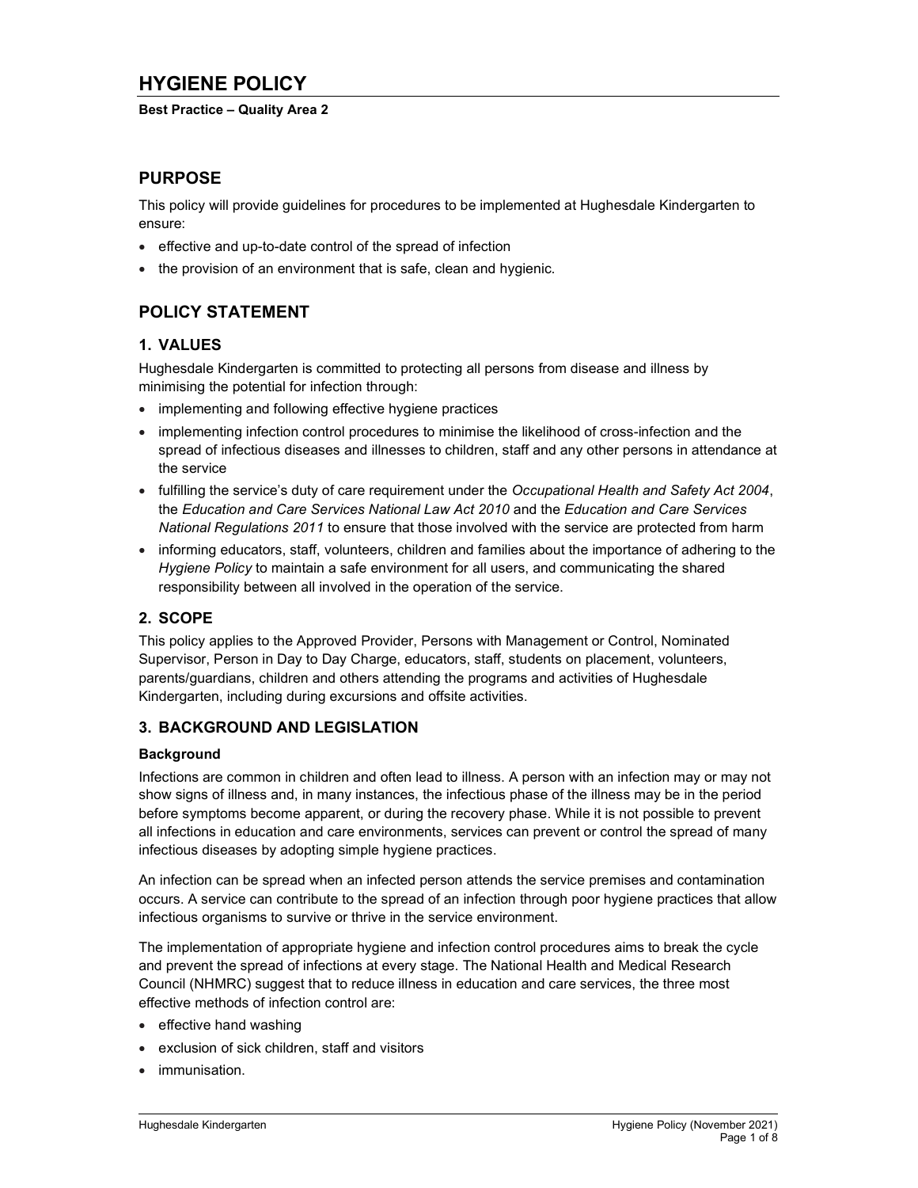# HYGIENE POLICY

**Best Practice – Quality Area 2**

## PURPOSE

This policy will provide guidelines for procedures to be implemented at Hughesdale Kindergarten to ensure:

- effective and up-to-date control of the spread of infection
- the provision of an environment that is safe, clean and hygienic.

## POLICY STATEMENT

### 1. VALUES

Hughesdale Kindergarten is committed to protecting all persons from disease and illness by minimising the potential for infection through:

- implementing and following effective hygiene practices
- implementing infection control procedures to minimise the likelihood of cross-infection and the spread of infectious diseases and illnesses to children, staff and any other persons in attendance at the service
- fulfilling the service's duty of care requirement under the *Occupational Health and Safety Act 2004*, the *Education and Care Services National Law Act 2010* and the *Education and Care Services National Regulations 2011* to ensure that those involved with the service are protected from harm
- informing educators, staff, volunteers, children and families about the importance of adhering to the *Hygiene Policy* to maintain a safe environment for all users, and communicating the shared responsibility between all involved in the operation of the service.

### 2. SCOPE

This policy applies to the Approved Provider, Persons with Management or Control, Nominated Supervisor, Person in Day to Day Charge, educators, staff, students on placement, volunteers, parents/guardians, children and others attending the programs and activities of Hughesdale Kindergarten, including during excursions and offsite activities.

### 3. BACKGROUND AND LEGISLATION

#### Background

Infections are common in children and often lead to illness. A person with an infection may or may not show signs of illness and, in many instances, the infectious phase of the illness may be in the period before symptoms become apparent, or during the recovery phase. While it is not possible to prevent all infections in education and care environments, services can prevent or control the spread of many infectious diseases by adopting simple hygiene practices.

An infection can be spread when an infected person attends the service premises and contamination occurs. A service can contribute to the spread of an infection through poor hygiene practices that allow infectious organisms to survive or thrive in the service environment.

The implementation of appropriate hygiene and infection control procedures aims to break the cycle and prevent the spread of infections at every stage. The National Health and Medical Research Council (NHMRC) suggest that to reduce illness in education and care services, the three most effective methods of infection control are:

- effective hand washing
- exclusion of sick children, staff and visitors
- immunisation.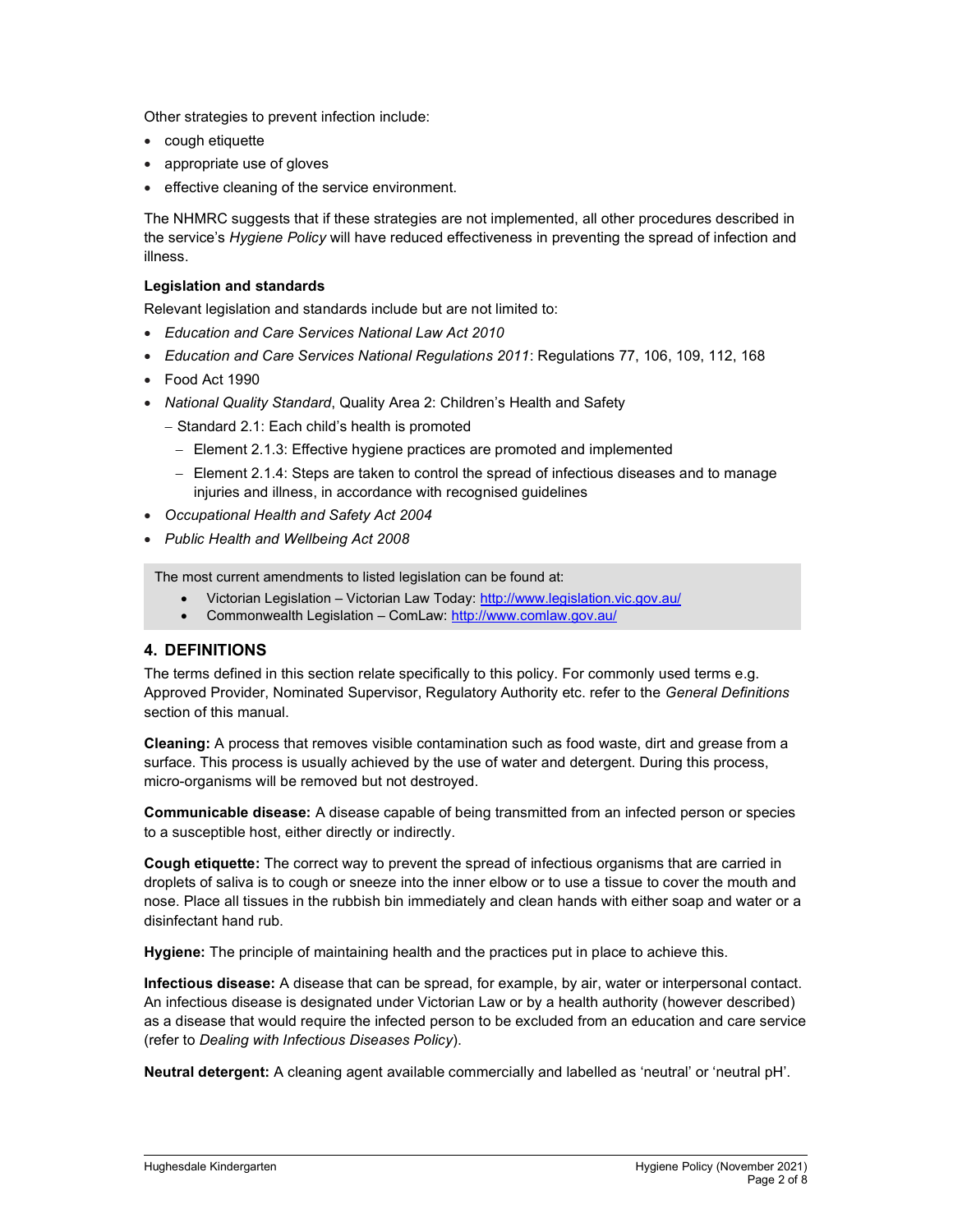Other strategies to prevent infection include:

- cough etiquette
- appropriate use of gloves
- effective cleaning of the service environment.

The NHMRC suggests that if these strategies are not implemented, all other procedures described in the service's *Hygiene Policy* will have reduced effectiveness in preventing the spread of infection and illness.

**Legislation and standards**

Relevant legislation and standards include but are not limited to:

- *Education and Care Services National Law Act 2010*
- *Education and Care Services National Regulations 2011*: Regulations 77, 106, 109, 112, 168
- Food Act 1990
- *National Quality Standard*, Quality Area 2: Children's Health and Safety
  - Standard 2.1: Each child's health is promoted
    - Element 2.1.3: Effective hygiene practices are promoted and implemented
    - Element 2.1.4: Steps are taken to control the spread of infectious diseases and to manage injuries and illness, in accordance with recognised guidelines
- *Occupational Health and Safety Act 2004*
- *Public Health and Wellbeing Act 2008*

The most current amendments to listed legislation can be found at:

- Victorian Legislation – Victorian Law Today: http://www.legislation.vic.gov.au/
- Commonwealth Legislation – ComLaw: http://www.comlaw.gov.au/

## 4. DEFINITIONS

The terms defined in this section relate specifically to this policy. For commonly used terms e.g. Approved Provider, Nominated Supervisor, Regulatory Authority etc. refer to the *General Definitions* section of this manual.

**Cleaning:** A process that removes visible contamination such as food waste, dirt and grease from a surface. This process is usually achieved by the use of water and detergent. During this process, micro-organisms will be removed but not destroyed.

**Communicable disease:** A disease capable of being transmitted from an infected person or species to a susceptible host, either directly or indirectly.

**Cough etiquette:** The correct way to prevent the spread of infectious organisms that are carried in droplets of saliva is to cough or sneeze into the inner elbow or to use a tissue to cover the mouth and nose. Place all tissues in the rubbish bin immediately and clean hands with either soap and water or a disinfectant hand rub.

**Hygiene:** The principle of maintaining health and the practices put in place to achieve this.

**Infectious disease:** A disease that can be spread, for example, by air, water or interpersonal contact. An infectious disease is designated under Victorian Law or by a health authority (however described) as a disease that would require the infected person to be excluded from an education and care service (refer to *Dealing with Infectious Diseases Policy*).

**Neutral detergent:** A cleaning agent available commercially and labelled as 'neutral' or 'neutral pH'.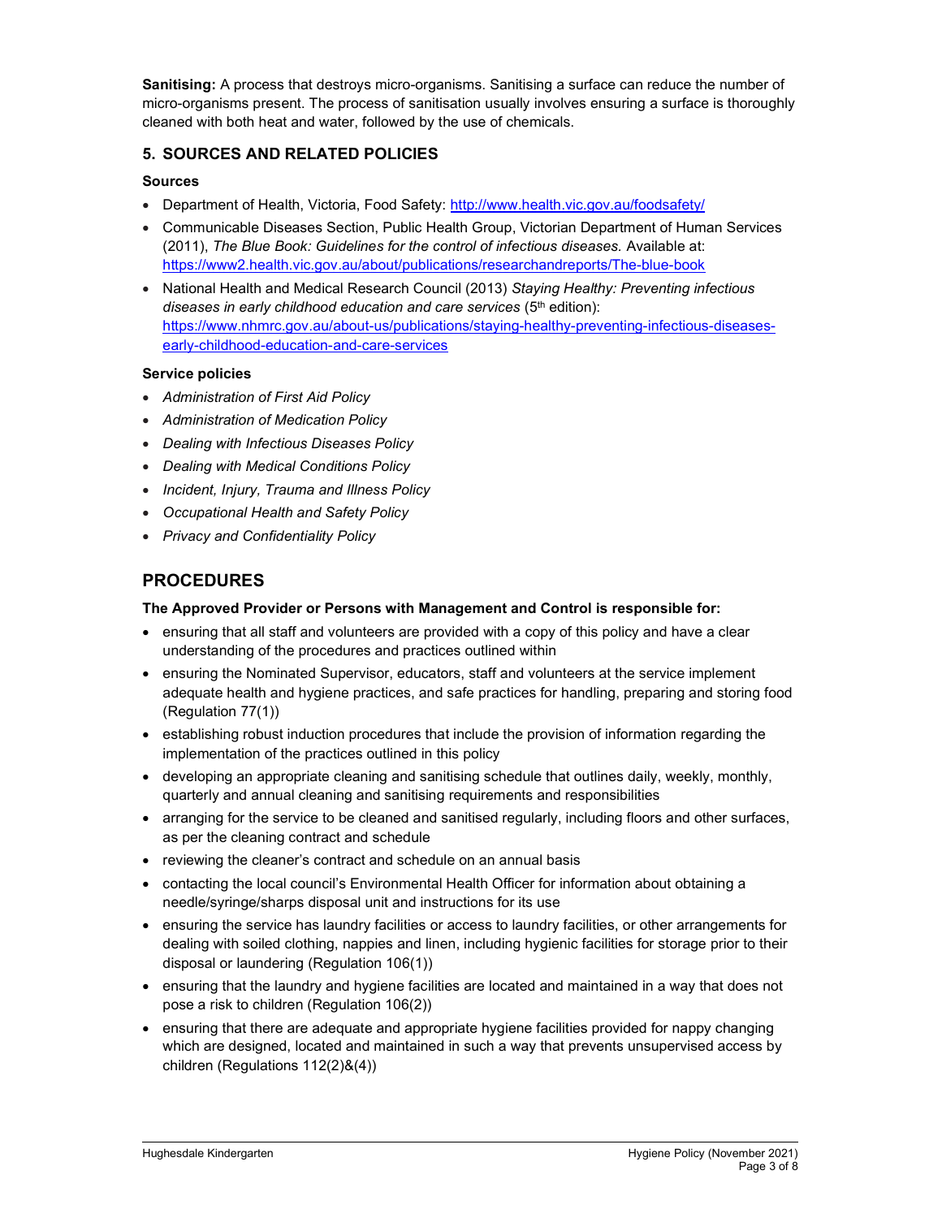**Sanitising:** A process that destroys micro-organisms. Sanitising a surface can reduce the number of micro-organisms present. The process of sanitisation usually involves ensuring a surface is thoroughly cleaned with both heat and water, followed by the use of chemicals.

## 5. SOURCES AND RELATED POLICIES

### Sources

- Department of Health, Victoria, Food Safety: http://www.health.vic.gov.au/foodsafety/
- Communicable Diseases Section, Public Health Group, Victorian Department of Human Services (2011), *The Blue Book: Guidelines for the control of infectious diseases.* Available at: https://www2.health.vic.gov.au/about/publications/researchandreports/The-blue-book
- National Health and Medical Research Council (2013) *Staying Healthy: Preventing infectious diseases in early childhood education and care services* (5th edition): https://www.nhmrc.gov.au/about-us/publications/staying-healthy-preventing-infectious-diseases-early-childhood-education-and-care-services

### Service policies

- *Administration of First Aid Policy*
- *Administration of Medication Policy*
- *Dealing with Infectious Diseases Policy*
- *Dealing with Medical Conditions Policy*
- *Incident, Injury, Trauma and Illness Policy*
- *Occupational Health and Safety Policy*
- *Privacy and Confidentiality Policy*

# PROCEDURES

**The Approved Provider or Persons with Management and Control is responsible for:**

- ensuring that all staff and volunteers are provided with a copy of this policy and have a clear understanding of the procedures and practices outlined within
- ensuring the Nominated Supervisor, educators, staff and volunteers at the service implement adequate health and hygiene practices, and safe practices for handling, preparing and storing food (Regulation 77(1))
- establishing robust induction procedures that include the provision of information regarding the implementation of the practices outlined in this policy
- developing an appropriate cleaning and sanitising schedule that outlines daily, weekly, monthly, quarterly and annual cleaning and sanitising requirements and responsibilities
- arranging for the service to be cleaned and sanitised regularly, including floors and other surfaces, as per the cleaning contract and schedule
- reviewing the cleaner's contract and schedule on an annual basis
- contacting the local council's Environmental Health Officer for information about obtaining a needle/syringe/sharps disposal unit and instructions for its use
- ensuring the service has laundry facilities or access to laundry facilities, or other arrangements for dealing with soiled clothing, nappies and linen, including hygienic facilities for storage prior to their disposal or laundering (Regulation 106(1))
- ensuring that the laundry and hygiene facilities are located and maintained in a way that does not pose a risk to children (Regulation 106(2))
- ensuring that there are adequate and appropriate hygiene facilities provided for nappy changing which are designed, located and maintained in such a way that prevents unsupervised access by children (Regulations 112(2)&(4))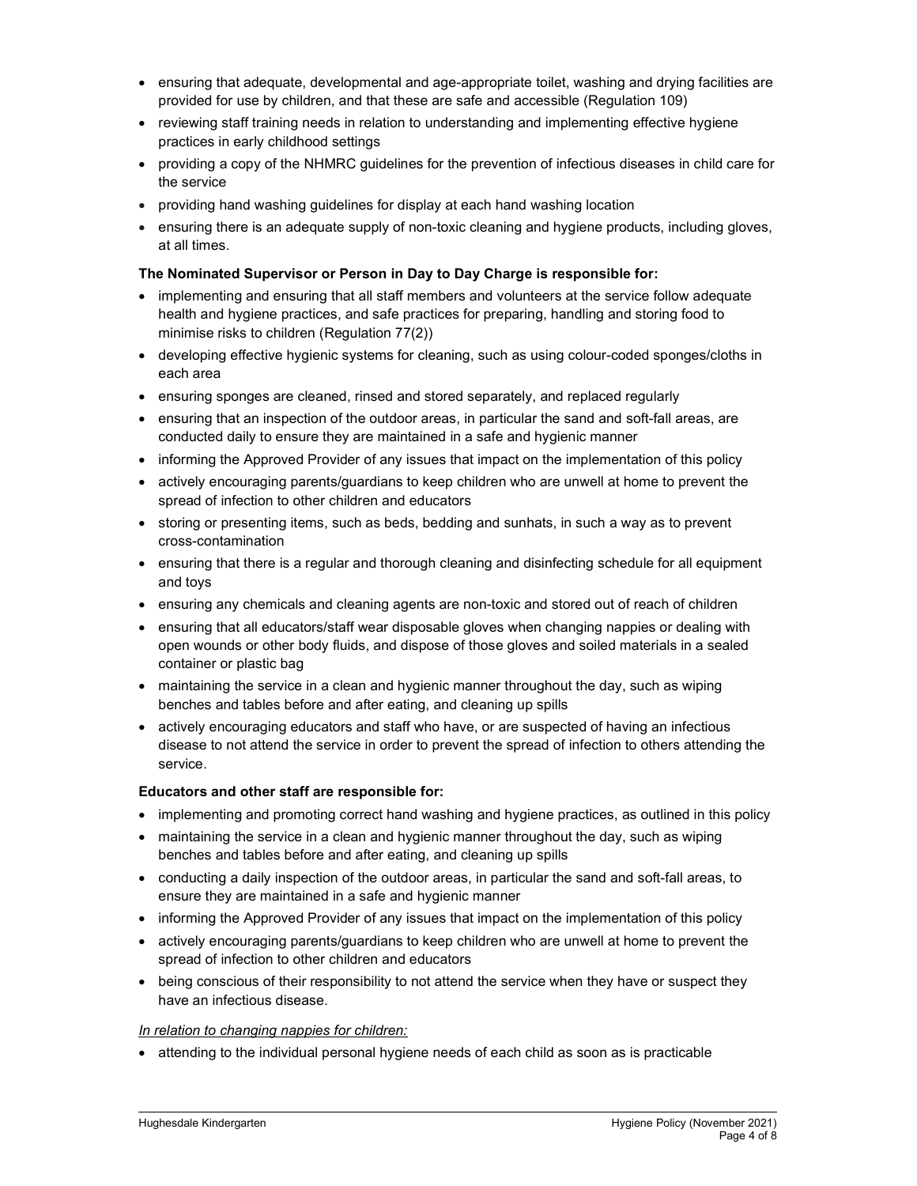- ensuring that adequate, developmental and age-appropriate toilet, washing and drying facilities are provided for use by children, and that these are safe and accessible (Regulation 109)
- reviewing staff training needs in relation to understanding and implementing effective hygiene practices in early childhood settings
- providing a copy of the NHMRC guidelines for the prevention of infectious diseases in child care for the service
- providing hand washing guidelines for display at each hand washing location
- ensuring there is an adequate supply of non-toxic cleaning and hygiene products, including gloves, at all times.

**The Nominated Supervisor or Person in Day to Day Charge is responsible for:**

- implementing and ensuring that all staff members and volunteers at the service follow adequate health and hygiene practices, and safe practices for preparing, handling and storing food to minimise risks to children (Regulation 77(2))
- developing effective hygienic systems for cleaning, such as using colour-coded sponges/cloths in each area
- ensuring sponges are cleaned, rinsed and stored separately, and replaced regularly
- ensuring that an inspection of the outdoor areas, in particular the sand and soft-fall areas, are conducted daily to ensure they are maintained in a safe and hygienic manner
- informing the Approved Provider of any issues that impact on the implementation of this policy
- actively encouraging parents/guardians to keep children who are unwell at home to prevent the spread of infection to other children and educators
- storing or presenting items, such as beds, bedding and sunhats, in such a way as to prevent cross-contamination
- ensuring that there is a regular and thorough cleaning and disinfecting schedule for all equipment and toys
- ensuring any chemicals and cleaning agents are non-toxic and stored out of reach of children
- ensuring that all educators/staff wear disposable gloves when changing nappies or dealing with open wounds or other body fluids, and dispose of those gloves and soiled materials in a sealed container or plastic bag
- maintaining the service in a clean and hygienic manner throughout the day, such as wiping benches and tables before and after eating, and cleaning up spills
- actively encouraging educators and staff who have, or are suspected of having an infectious disease to not attend the service in order to prevent the spread of infection to others attending the service.

**Educators and other staff are responsible for:**

- implementing and promoting correct hand washing and hygiene practices, as outlined in this policy
- maintaining the service in a clean and hygienic manner throughout the day, such as wiping benches and tables before and after eating, and cleaning up spills
- conducting a daily inspection of the outdoor areas, in particular the sand and soft-fall areas, to ensure they are maintained in a safe and hygienic manner
- informing the Approved Provider of any issues that impact on the implementation of this policy
- actively encouraging parents/guardians to keep children who are unwell at home to prevent the spread of infection to other children and educators
- being conscious of their responsibility to not attend the service when they have or suspect they have an infectious disease.

*In relation to changing nappies for children:*

- attending to the individual personal hygiene needs of each child as soon as is practicable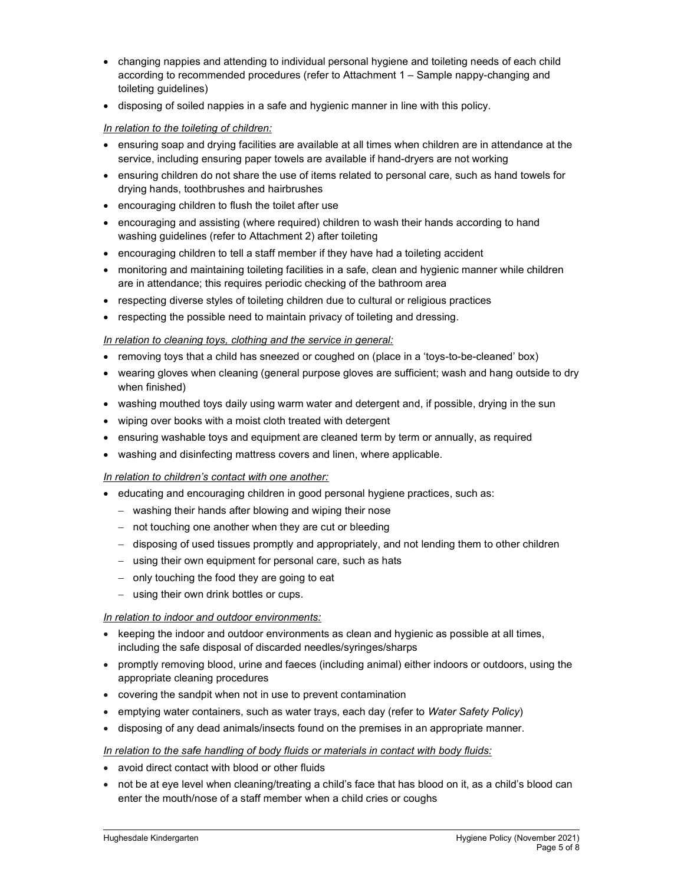- changing nappies and attending to individual personal hygiene and toileting needs of each child according to recommended procedures (refer to Attachment 1 – Sample nappy-changing and toileting guidelines)
- disposing of soiled nappies in a safe and hygienic manner in line with this policy.

*In relation to the toileting of children:*

- ensuring soap and drying facilities are available at all times when children are in attendance at the service, including ensuring paper towels are available if hand-dryers are not working
- ensuring children do not share the use of items related to personal care, such as hand towels for drying hands, toothbrushes and hairbrushes
- encouraging children to flush the toilet after use
- encouraging and assisting (where required) children to wash their hands according to hand washing guidelines (refer to Attachment 2) after toileting
- encouraging children to tell a staff member if they have had a toileting accident
- monitoring and maintaining toileting facilities in a safe, clean and hygienic manner while children are in attendance; this requires periodic checking of the bathroom area
- respecting diverse styles of toileting children due to cultural or religious practices
- respecting the possible need to maintain privacy of toileting and dressing.

*In relation to cleaning toys, clothing and the service in general:*

- removing toys that a child has sneezed or coughed on (place in a 'toys-to-be-cleaned' box)
- wearing gloves when cleaning (general purpose gloves are sufficient; wash and hang outside to dry when finished)
- washing mouthed toys daily using warm water and detergent and, if possible, drying in the sun
- wiping over books with a moist cloth treated with detergent
- ensuring washable toys and equipment are cleaned term by term or annually, as required
- washing and disinfecting mattress covers and linen, where applicable.

*In relation to children's contact with one another:*

- educating and encouraging children in good personal hygiene practices, such as:
  - washing their hands after blowing and wiping their nose
  - not touching one another when they are cut or bleeding
  - disposing of used tissues promptly and appropriately, and not lending them to other children
  - using their own equipment for personal care, such as hats
  - only touching the food they are going to eat
  - using their own drink bottles or cups.

*In relation to indoor and outdoor environments:*

- keeping the indoor and outdoor environments as clean and hygienic as possible at all times, including the safe disposal of discarded needles/syringes/sharps
- promptly removing blood, urine and faeces (including animal) either indoors or outdoors, using the appropriate cleaning procedures
- covering the sandpit when not in use to prevent contamination
- emptying water containers, such as water trays, each day (refer to *Water Safety Policy*)
- disposing of any dead animals/insects found on the premises in an appropriate manner.

*In relation to the safe handling of body fluids or materials in contact with body fluids:*

- avoid direct contact with blood or other fluids
- not be at eye level when cleaning/treating a child's face that has blood on it, as a child's blood can enter the mouth/nose of a staff member when a child cries or coughs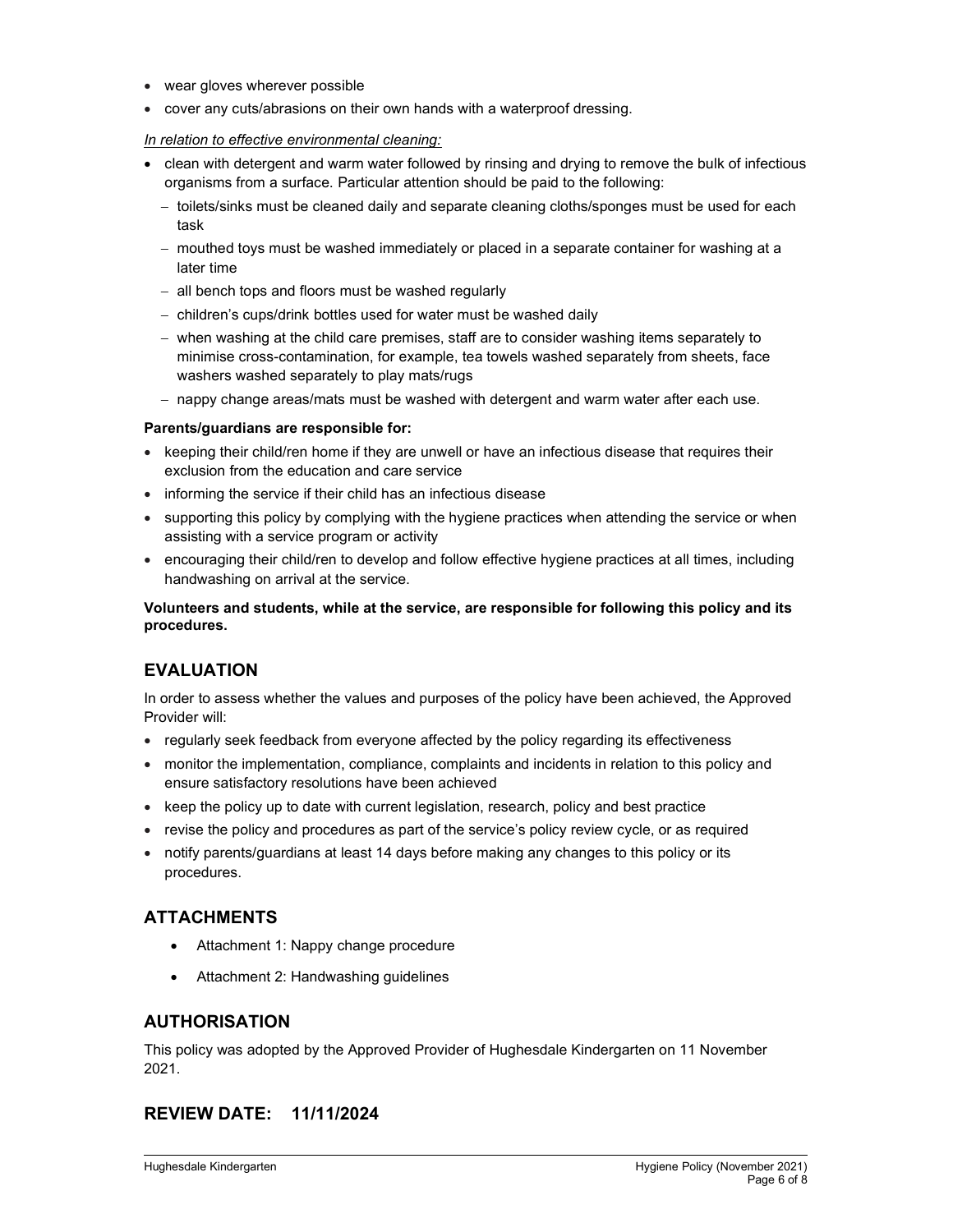- wear gloves wherever possible
- cover any cuts/abrasions on their own hands with a waterproof dressing.

*In relation to effective environmental cleaning:*

- clean with detergent and warm water followed by rinsing and drying to remove the bulk of infectious organisms from a surface. Particular attention should be paid to the following:
  - toilets/sinks must be cleaned daily and separate cleaning cloths/sponges must be used for each task
  - mouthed toys must be washed immediately or placed in a separate container for washing at a later time
  - all bench tops and floors must be washed regularly
  - children's cups/drink bottles used for water must be washed daily
  - when washing at the child care premises, staff are to consider washing items separately to minimise cross-contamination, for example, tea towels washed separately from sheets, face washers washed separately to play mats/rugs
  - nappy change areas/mats must be washed with detergent and warm water after each use.

**Parents/guardians are responsible for:**

- keeping their child/ren home if they are unwell or have an infectious disease that requires their exclusion from the education and care service
- informing the service if their child has an infectious disease
- supporting this policy by complying with the hygiene practices when attending the service or when assisting with a service program or activity
- encouraging their child/ren to develop and follow effective hygiene practices at all times, including handwashing on arrival at the service.

**Volunteers and students, while at the service, are responsible for following this policy and its procedures.**

## EVALUATION

In order to assess whether the values and purposes of the policy have been achieved, the Approved Provider will:

- regularly seek feedback from everyone affected by the policy regarding its effectiveness
- monitor the implementation, compliance, complaints and incidents in relation to this policy and ensure satisfactory resolutions have been achieved
- keep the policy up to date with current legislation, research, policy and best practice
- revise the policy and procedures as part of the service's policy review cycle, or as required
- notify parents/guardians at least 14 days before making any changes to this policy or its procedures.

## ATTACHMENTS

- Attachment 1: Nappy change procedure
- Attachment 2: Handwashing guidelines

## AUTHORISATION

This policy was adopted by the Approved Provider of Hughesdale Kindergarten on 11 November 2021.

## REVIEW DATE: 11/11/2024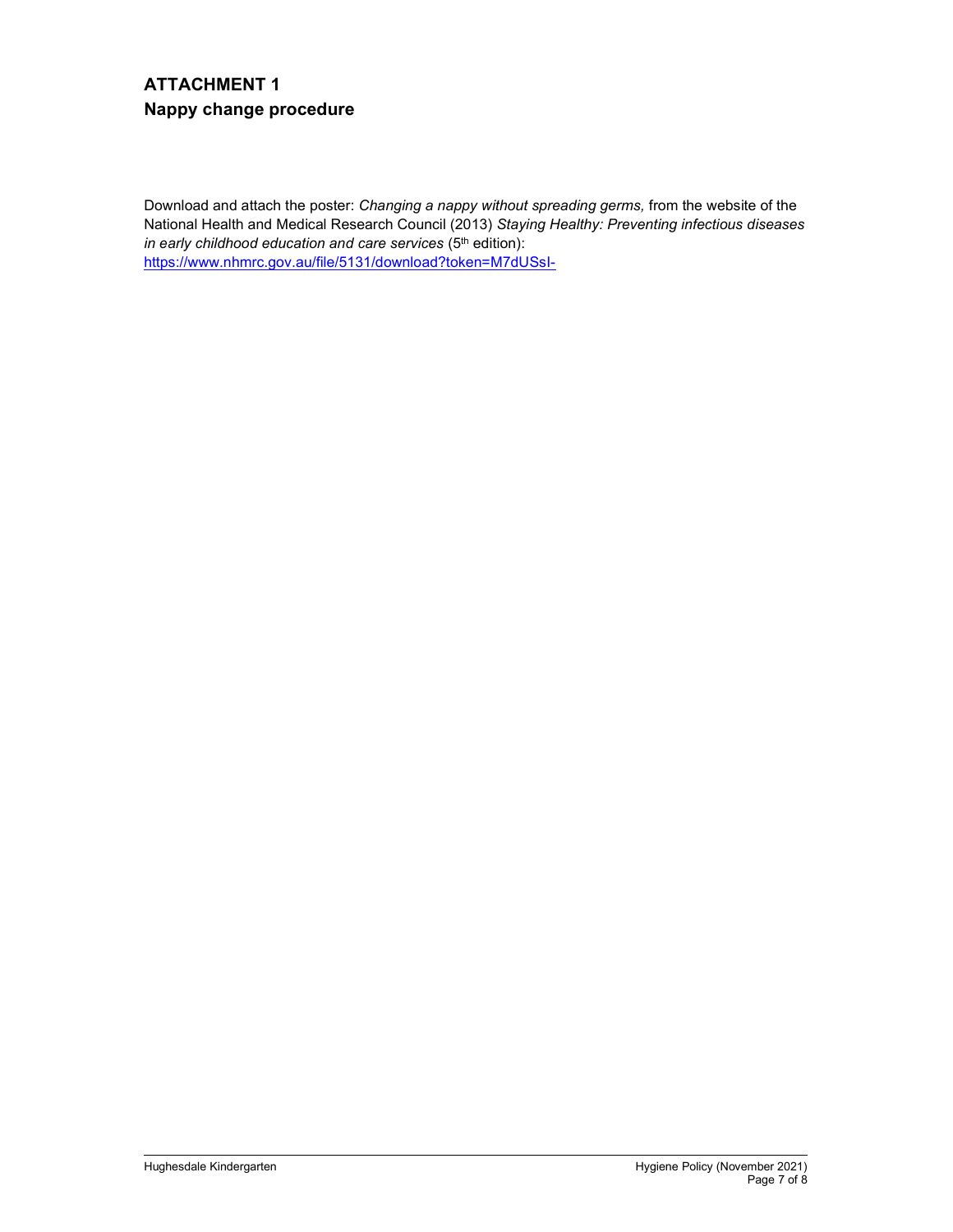## ATTACHMENT 1

## Nappy change procedure

Download and attach the poster: *Changing a nappy without spreading germs,* from the website of the National Health and Medical Research Council (2013) *Staying Healthy: Preventing infectious diseases in early childhood education and care services* (5th edition):
https://www.nhmrc.gov.au/file/5131/download?token=M7dUSsI-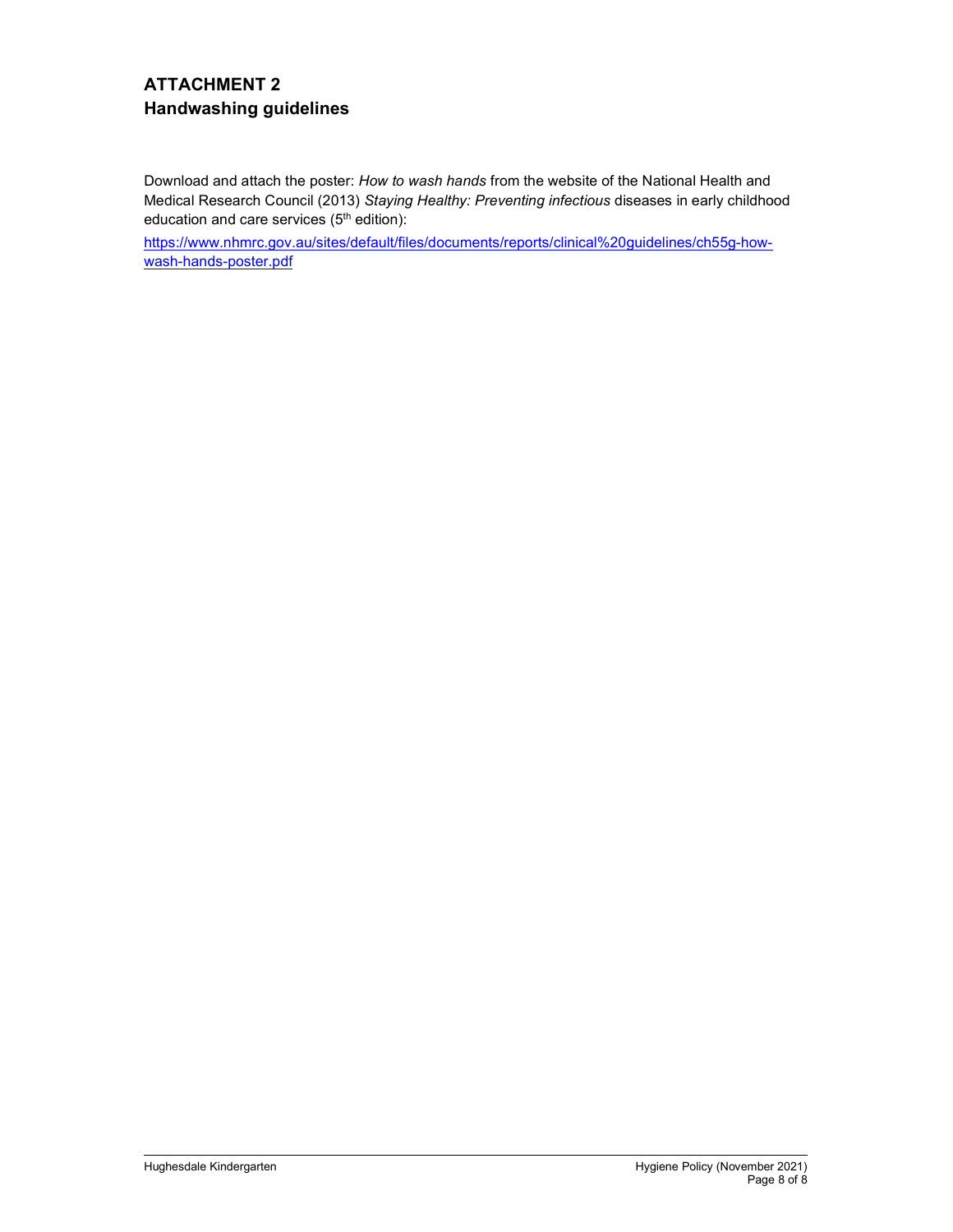## ATTACHMENT 2
## Handwashing guidelines

Download and attach the poster: *How to wash hands* from the website of the National Health and Medical Research Council (2013) *Staying Healthy: Preventing infectious* diseases in early childhood education and care services (5th edition):

https://www.nhmrc.gov.au/sites/default/files/documents/reports/clinical%20guidelines/ch55g-how-wash-hands-poster.pdf